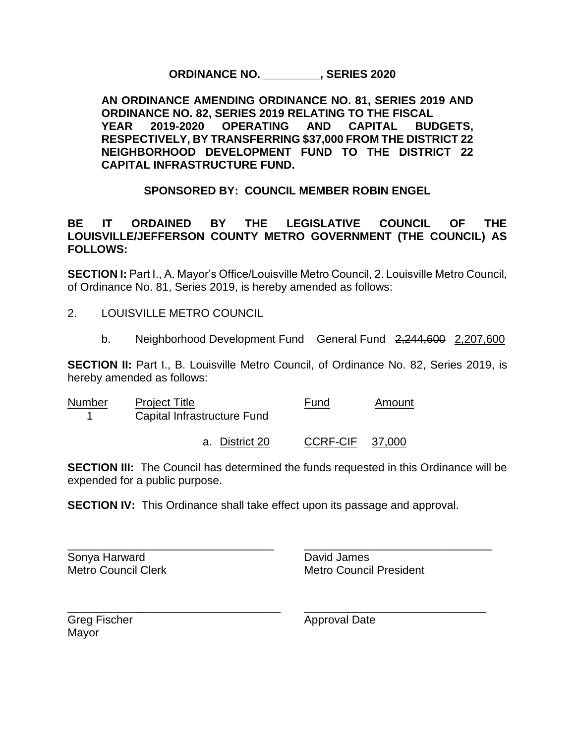**ORDINANCE NO. _________, SERIES 2020**

**AN ORDINANCE AMENDING ORDINANCE NO. 81, SERIES 2019 AND ORDINANCE NO. 82, SERIES 2019 RELATING TO THE FISCAL YEAR 2019-2020 OPERATING AND CAPITAL BUDGETS, RESPECTIVELY, BY TRANSFERRING $37,000 FROM THE DISTRICT 22 NEIGHBORHOOD DEVELOPMENT FUND TO THE DISTRICT 22 CAPITAL INFRASTRUCTURE FUND.**

**SPONSORED BY: COUNCIL MEMBER ROBIN ENGEL**

**BE IT ORDAINED BY THE LEGISLATIVE COUNCIL OF THE LOUISVILLE/JEFFERSON COUNTY METRO GOVERNMENT (THE COUNCIL) AS FOLLOWS:**

**SECTION I:** Part I., A. Mayor's Office/Louisville Metro Council, 2. Louisville Metro Council, of Ordinance No. 81, Series 2019, is hereby amended as follows:

2. LOUISVILLE METRO COUNCIL

   b. Neighborhood Development Fund General Fund ~~2,244,600~~ 2,207,600

**SECTION II:** Part I., B. Louisville Metro Council, of Ordinance No. 82, Series 2019, is hereby amended as follows:

| Number | Project Title | Fund | Amount |
|---|---|---|---|
| 1 | Capital Infrastructure Fund | | |
| | a. District 20 | CCRF-CIF | 37,000 |

**SECTION III:** The Council has determined the funds requested in this Ordinance will be expended for a public purpose.

**SECTION IV:** This Ordinance shall take effect upon its passage and approval.

_________________________________
Sonya Harward
Metro Council Clerk

_________________________________
David James
Metro Council President

_________________________________
Greg Fischer
Mayor

_________________________________
Approval Date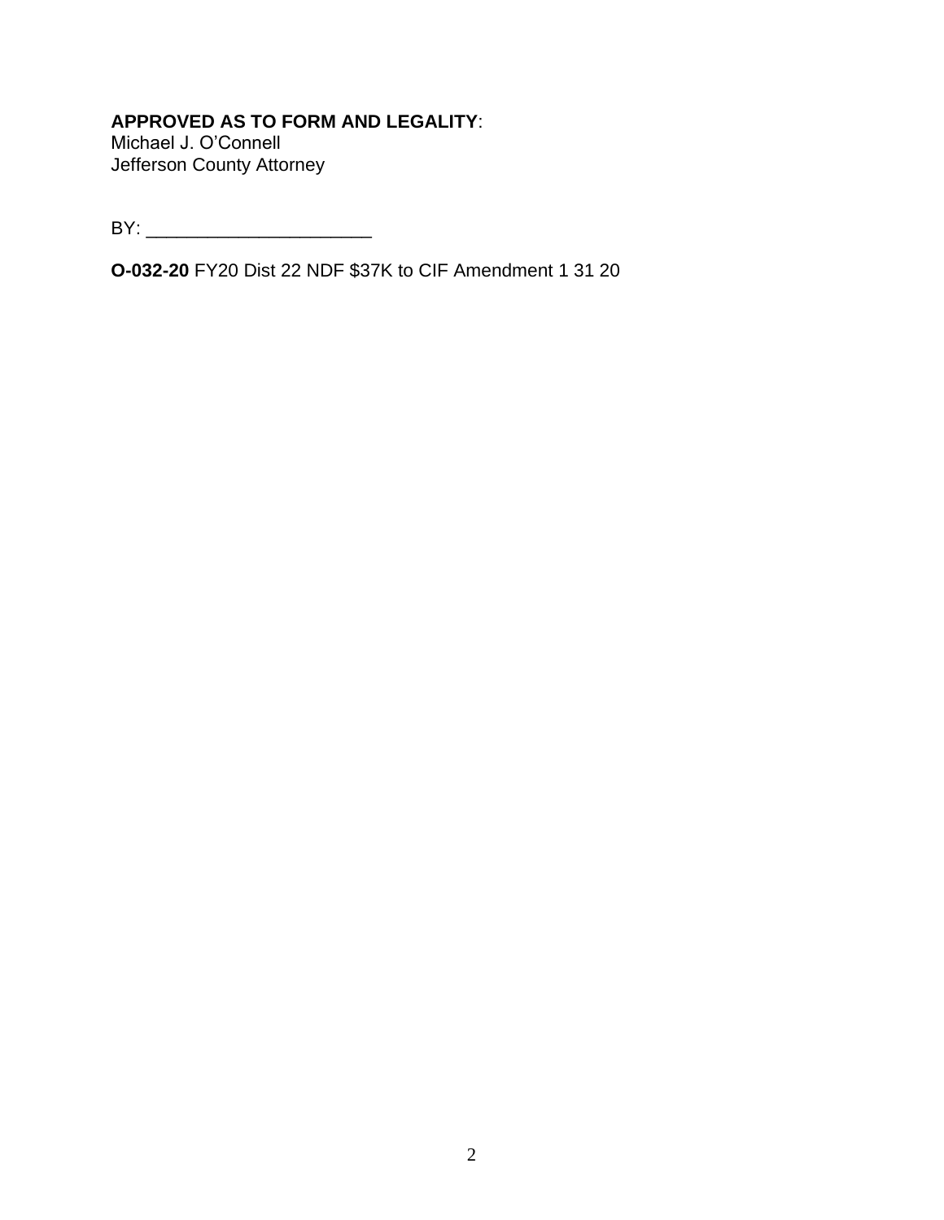**APPROVED AS TO FORM AND LEGALITY**:
Michael J. O'Connell
Jefferson County Attorney

BY: ______________________

**O-032-20** FY20 Dist 22 NDF $37K to CIF Amendment 1 31 20